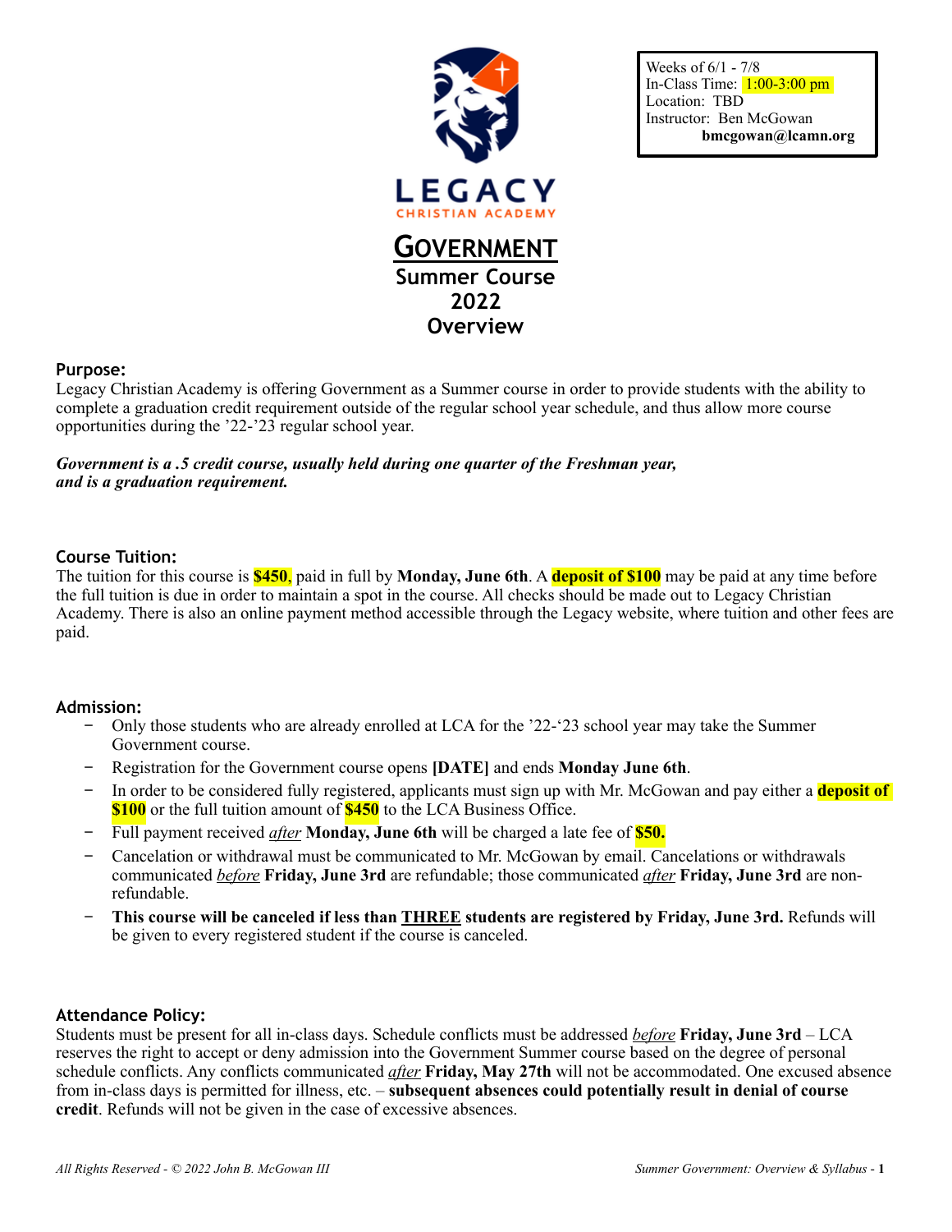Weeks of 6/1 - 7/8
In-Class Time: 1:00-3:00 pm
Location: TBD
Instructor: Ben McGowan
**bmcgowan@lcamn.org**

LEGACY
CHRISTIAN ACADEMY

# GOVERNMENT
## Summer Course 2022 Overview

### Purpose:

Legacy Christian Academy is offering Government as a Summer course in order to provide students with the ability to complete a graduation credit requirement outside of the regular school year schedule, and thus allow more course opportunities during the '22-'23 regular school year.

***Government is a .5 credit course, usually held during one quarter of the Freshman year, and is a graduation requirement.***

### Course Tuition:

The tuition for this course is **$450**, paid in full by **Monday, June 6th**. A **deposit of $100** may be paid at any time before the full tuition is due in order to maintain a spot in the course. All checks should be made out to Legacy Christian Academy. There is also an online payment method accessible through the Legacy website, where tuition and other fees are paid.

### Admission:

- Only those students who are already enrolled at LCA for the '22-'23 school year may take the Summer Government course.
- Registration for the Government course opens **[DATE]** and ends **Monday June 6th**.
- In order to be considered fully registered, applicants must sign up with Mr. McGowan and pay either a **deposit of $100** or the full tuition amount of **$450** to the LCA Business Office.
- Full payment received *after* **Monday, June 6th** will be charged a late fee of **$50.**
- Cancelation or withdrawal must be communicated to Mr. McGowan by email. Cancelations or withdrawals communicated *before* **Friday, June 3rd** are refundable; those communicated *after* **Friday, June 3rd** are non-refundable.
- **This course will be canceled if less than THREE students are registered by Friday, June 3rd.** Refunds will be given to every registered student if the course is canceled.

### Attendance Policy:

Students must be present for all in-class days. Schedule conflicts must be addressed *before* **Friday, June 3rd** – LCA reserves the right to accept or deny admission into the Government Summer course based on the degree of personal schedule conflicts. Any conflicts communicated *after* **Friday, May 27th** will not be accommodated. One excused absence from in-class days is permitted for illness, etc. – **subsequent absences could potentially result in denial of course credit**. Refunds will not be given in the case of excessive absences.

*All Rights Reserved - © 2022 John B. McGowan III*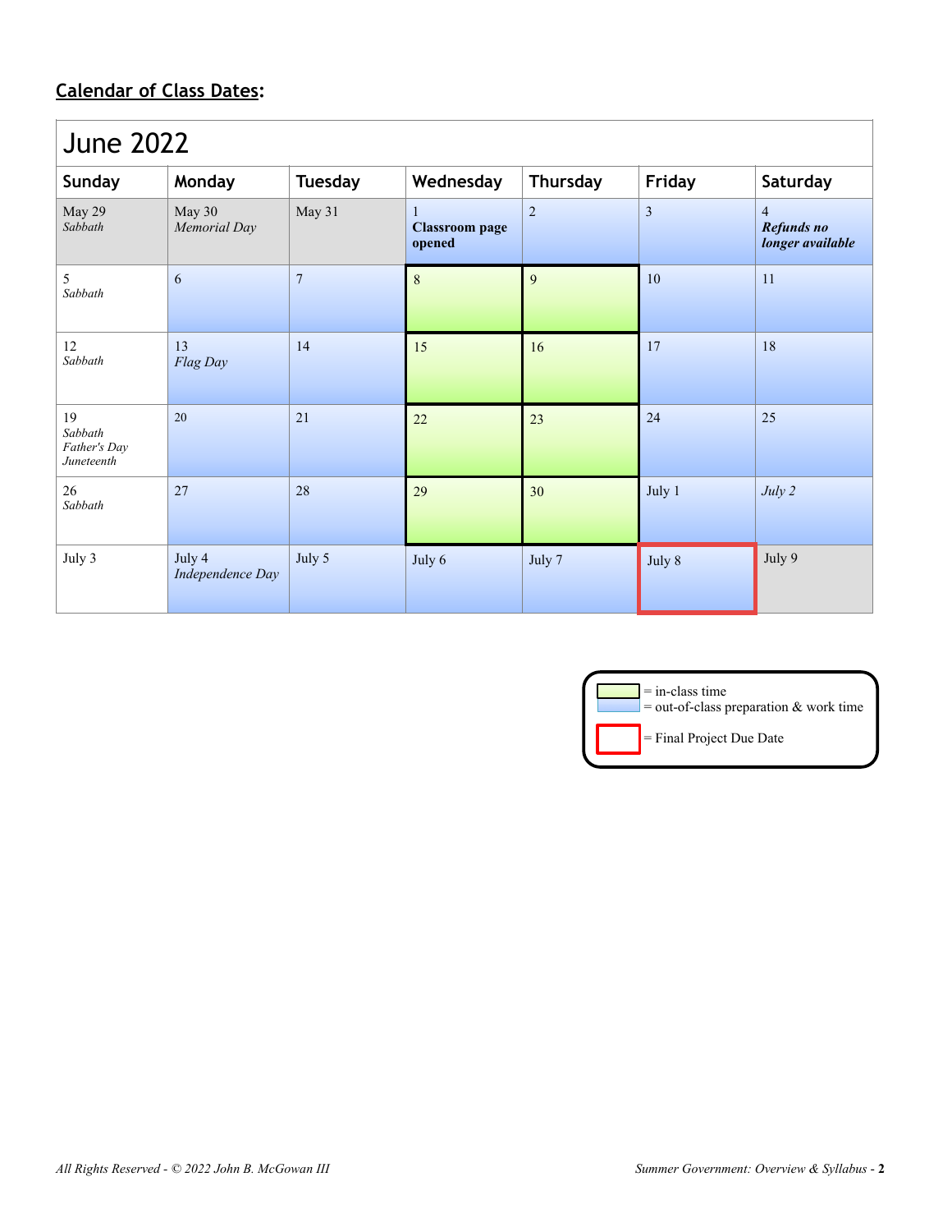## **Calendar of Class Dates**:

| June 2022 | | | | | | |
|---|---|---|---|---|---|---|
| **Sunday** | **Monday** | **Tuesday** | **Wednesday** | **Thursday** | **Friday** | **Saturday** |
| May 29 *Sabbath* | May 30 *Memorial Day* | May 31 | 1 **Classroom page opened** | 2 | 3 | 4 ***Refunds no longer available*** |
| 5 *Sabbath* | 6 | 7 | 8 | 9 | 10 | 11 |
| 12 *Sabbath* | 13 *Flag Day* | 14 | 15 | 16 | 17 | 18 |
| 19 *Sabbath* *Father's Day* *Juneteenth* | 20 | 21 | 22 | 23 | 24 | 25 |
| 26 *Sabbath* | 27 | 28 | 29 | 30 | July 1 | *July 2* |
| July 3 | July 4 *Independence Day* | July 5 | July 6 | July 7 | July 8 | July 9 |

Legend:
- = in-class time (June 8, 9, 15, 16, 22, 23, 29, 30)
- = out-of-class preparation & work time
- = Final Project Due Date (July 8)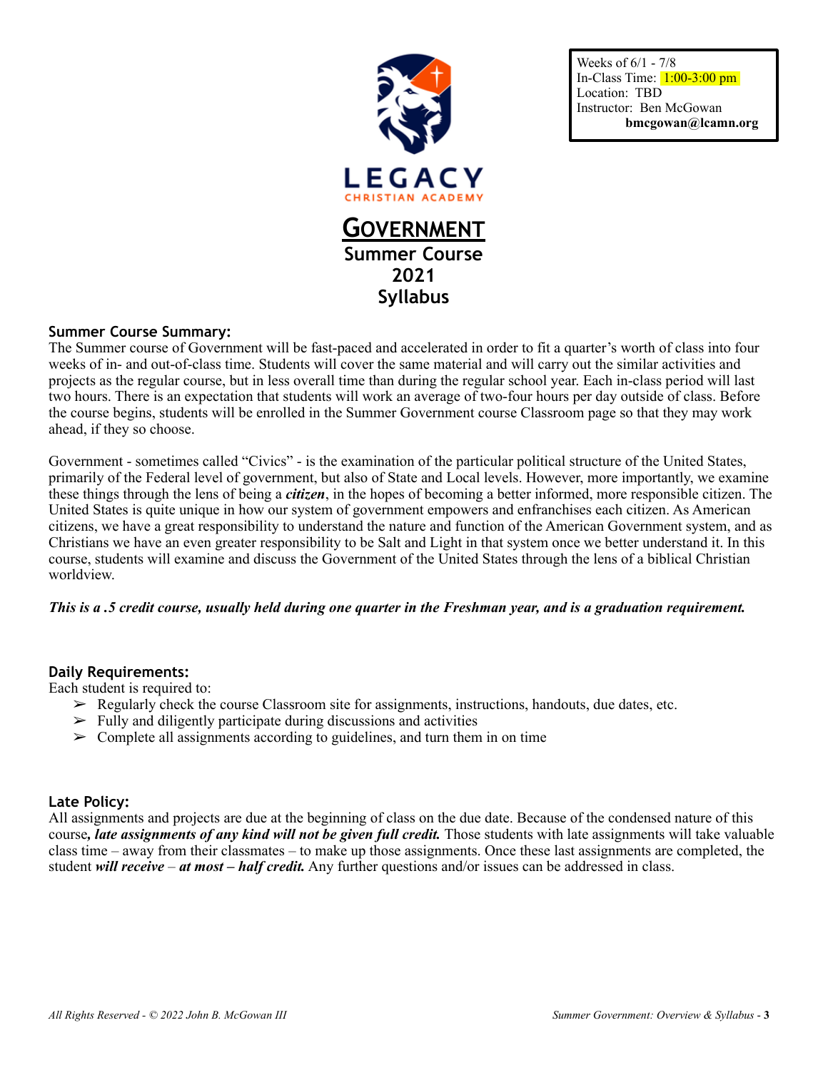Weeks of 6/1 - 7/8
In-Class Time: 1:00-3:00 pm
Location: TBD
Instructor: Ben McGowan
**bmcgowan@lcamn.org**

LEGACY
CHRISTIAN ACADEMY

# GOVERNMENT
## Summer Course
## 2021
## Syllabus

### Summer Course Summary:

The Summer course of Government will be fast-paced and accelerated in order to fit a quarter's worth of class into four weeks of in- and out-of-class time. Students will cover the same material and will carry out the similar activities and projects as the regular course, but in less overall time than during the regular school year. Each in-class period will last two hours. There is an expectation that students will work an average of two-four hours per day outside of class. Before the course begins, students will be enrolled in the Summer Government course Classroom page so that they may work ahead, if they so choose.

Government - sometimes called "Civics" - is the examination of the particular political structure of the United States, primarily of the Federal level of government, but also of State and Local levels. However, more importantly, we examine these things through the lens of being a ***citizen***, in the hopes of becoming a better informed, more responsible citizen. The United States is quite unique in how our system of government empowers and enfranchises each citizen. As American citizens, we have a great responsibility to understand the nature and function of the American Government system, and as Christians we have an even greater responsibility to be Salt and Light in that system once we better understand it. In this course, students will examine and discuss the Government of the United States through the lens of a biblical Christian worldview.

***This is a .5 credit course, usually held during one quarter in the Freshman year, and is a graduation requirement.***

### Daily Requirements:

Each student is required to:

- ➢ Regularly check the course Classroom site for assignments, instructions, handouts, due dates, etc.
- ➢ Fully and diligently participate during discussions and activities
- ➢ Complete all assignments according to guidelines, and turn them in on time

### Late Policy:

All assignments and projects are due at the beginning of class on the due date. Because of the condensed nature of this course***, late assignments of any kind will not be given full credit.*** Those students with late assignments will take valuable class time – away from their classmates – to make up those assignments. Once these last assignments are completed, the student ***will receive – at most – half credit.*** Any further questions and/or issues can be addressed in class.

*All Rights Reserved - © 2022 John B. McGowan III*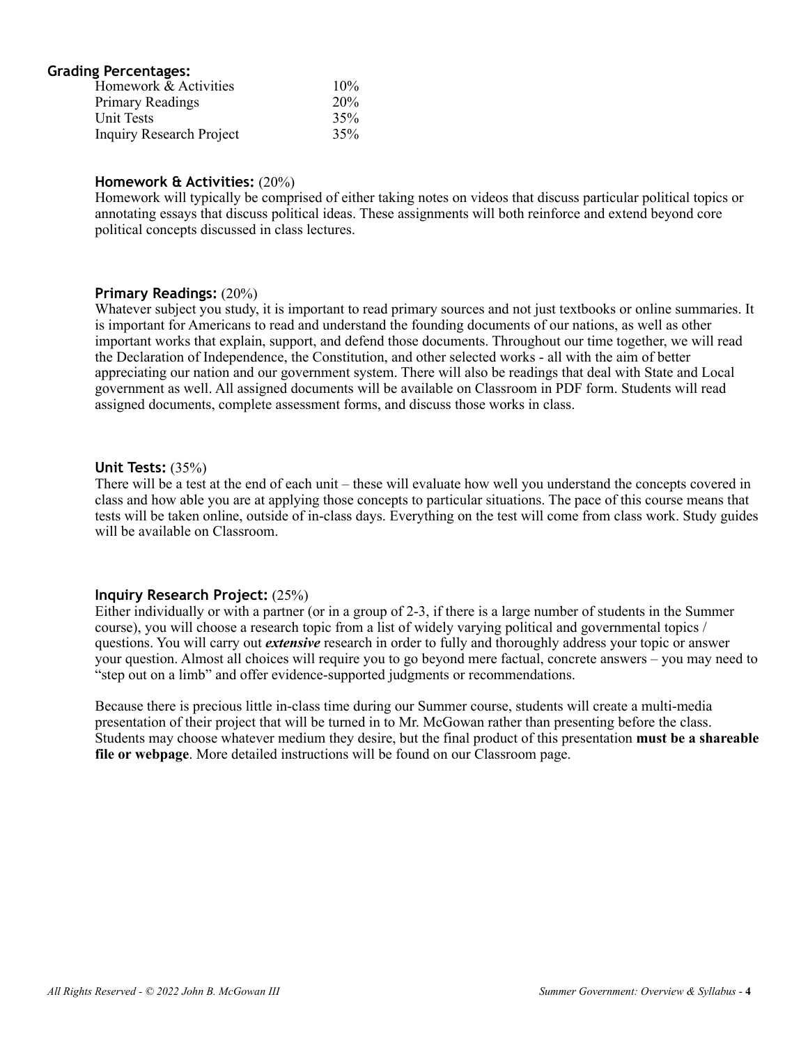**Grading Percentages:**

| | |
|---|---|
| Homework & Activities | 10% |
| Primary Readings | 20% |
| Unit Tests | 35% |
| Inquiry Research Project | 35% |

### Homework & Activities: (20%)

Homework will typically be comprised of either taking notes on videos that discuss particular political topics or annotating essays that discuss political ideas. These assignments will both reinforce and extend beyond core political concepts discussed in class lectures.

### Primary Readings: (20%)

Whatever subject you study, it is important to read primary sources and not just textbooks or online summaries. It is important for Americans to read and understand the founding documents of our nations, as well as other important works that explain, support, and defend those documents. Throughout our time together, we will read the Declaration of Independence, the Constitution, and other selected works - all with the aim of better appreciating our nation and our government system. There will also be readings that deal with State and Local government as well. All assigned documents will be available on Classroom in PDF form. Students will read assigned documents, complete assessment forms, and discuss those works in class.

### Unit Tests: (35%)

There will be a test at the end of each unit – these will evaluate how well you understand the concepts covered in class and how able you are at applying those concepts to particular situations. The pace of this course means that tests will be taken online, outside of in-class days. Everything on the test will come from class work. Study guides will be available on Classroom.

### Inquiry Research Project: (25%)

Either individually or with a partner (or in a group of 2-3, if there is a large number of students in the Summer course), you will choose a research topic from a list of widely varying political and governmental topics / questions. You will carry out ***extensive*** research in order to fully and thoroughly address your topic or answer your question. Almost all choices will require you to go beyond mere factual, concrete answers – you may need to "step out on a limb" and offer evidence-supported judgments or recommendations.

Because there is precious little in-class time during our Summer course, students will create a multi-media presentation of their project that will be turned in to Mr. McGowan rather than presenting before the class. Students may choose whatever medium they desire, but the final product of this presentation **must be a shareable file or webpage**. More detailed instructions will be found on our Classroom page.